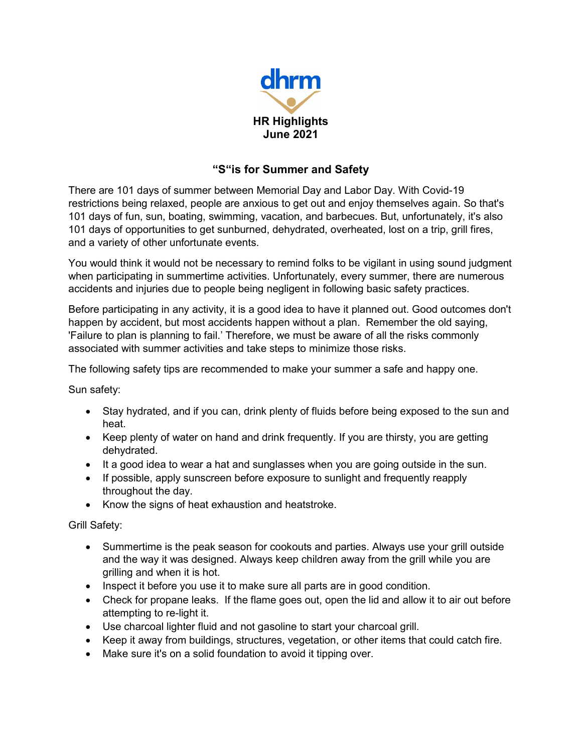dhrm

**HR Highlights**
**June 2021**

## "S"is for Summer and Safety

There are 101 days of summer between Memorial Day and Labor Day. With Covid-19 restrictions being relaxed, people are anxious to get out and enjoy themselves again. So that's 101 days of fun, sun, boating, swimming, vacation, and barbecues. But, unfortunately, it's also 101 days of opportunities to get sunburned, dehydrated, overheated, lost on a trip, grill fires, and a variety of other unfortunate events.

You would think it would not be necessary to remind folks to be vigilant in using sound judgment when participating in summertime activities. Unfortunately, every summer, there are numerous accidents and injuries due to people being negligent in following basic safety practices.

Before participating in any activity, it is a good idea to have it planned out. Good outcomes don't happen by accident, but most accidents happen without a plan. Remember the old saying, 'Failure to plan is planning to fail.' Therefore, we must be aware of all the risks commonly associated with summer activities and take steps to minimize those risks.

The following safety tips are recommended to make your summer a safe and happy one.

Sun safety:

- Stay hydrated, and if you can, drink plenty of fluids before being exposed to the sun and heat.
- Keep plenty of water on hand and drink frequently. If you are thirsty, you are getting dehydrated.
- It a good idea to wear a hat and sunglasses when you are going outside in the sun.
- If possible, apply sunscreen before exposure to sunlight and frequently reapply throughout the day.
- Know the signs of heat exhaustion and heatstroke.

Grill Safety:

- Summertime is the peak season for cookouts and parties. Always use your grill outside and the way it was designed. Always keep children away from the grill while you are grilling and when it is hot.
- Inspect it before you use it to make sure all parts are in good condition.
- Check for propane leaks. If the flame goes out, open the lid and allow it to air out before attempting to re-light it.
- Use charcoal lighter fluid and not gasoline to start your charcoal grill.
- Keep it away from buildings, structures, vegetation, or other items that could catch fire.
- Make sure it's on a solid foundation to avoid it tipping over.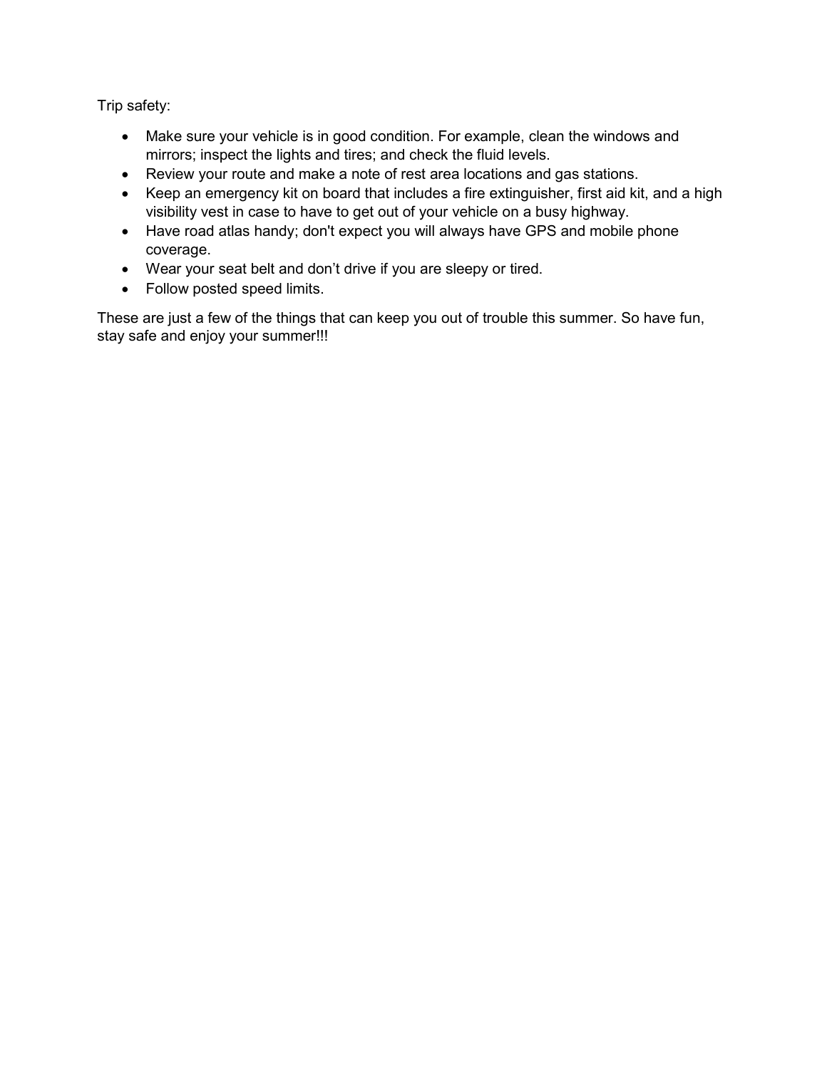Trip safety:

- Make sure your vehicle is in good condition. For example, clean the windows and mirrors; inspect the lights and tires; and check the fluid levels.
- Review your route and make a note of rest area locations and gas stations.
- Keep an emergency kit on board that includes a fire extinguisher, first aid kit, and a high visibility vest in case to have to get out of your vehicle on a busy highway.
- Have road atlas handy; don't expect you will always have GPS and mobile phone coverage.
- Wear your seat belt and don’t drive if you are sleepy or tired.
- Follow posted speed limits.

These are just a few of the things that can keep you out of trouble this summer. So have fun, stay safe and enjoy your summer!!!